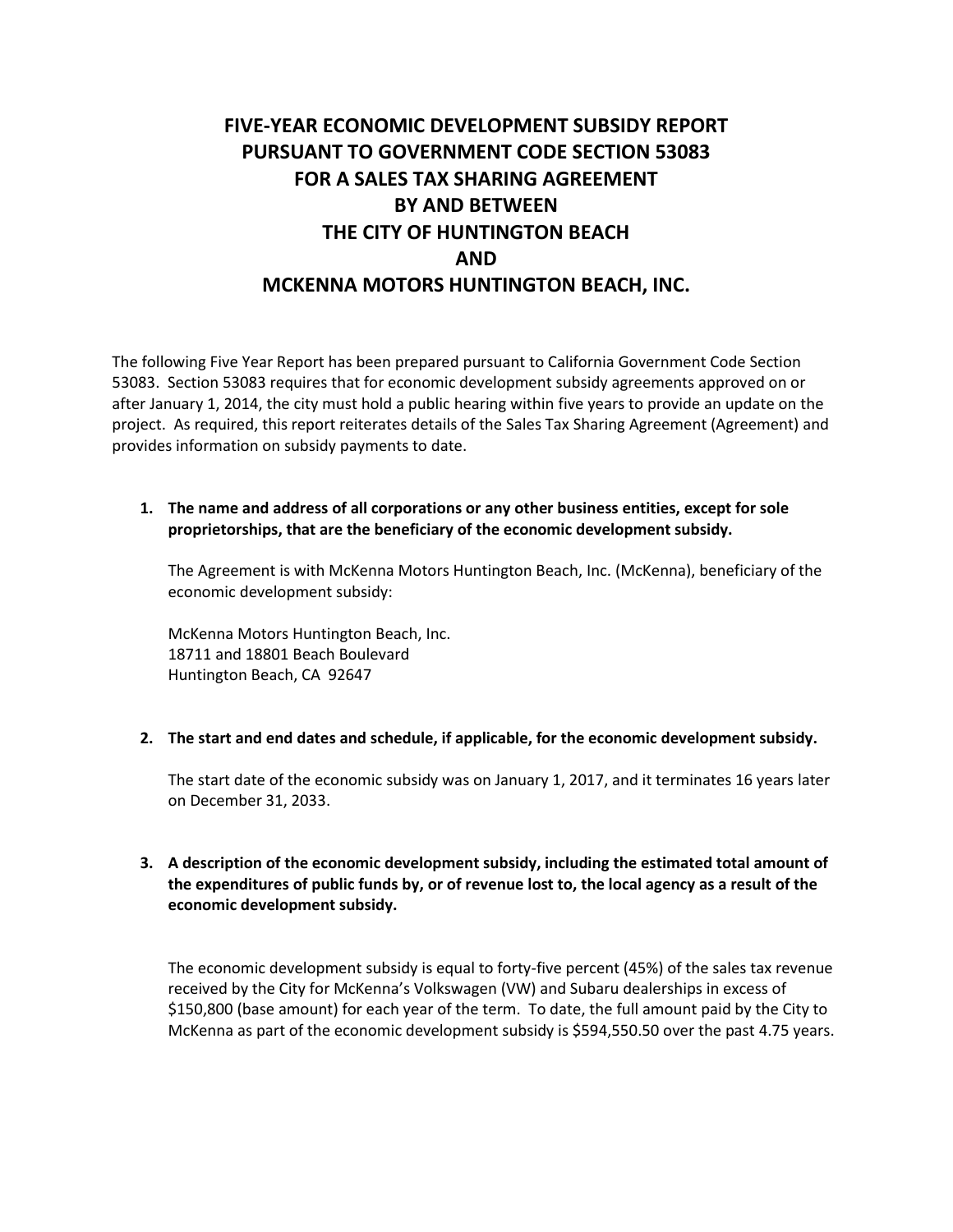# FIVE-YEAR ECONOMIC DEVELOPMENT SUBSIDY REPORT PURSUANT TO GOVERNMENT CODE SECTION 53083 FOR A SALES TAX SHARING AGREEMENT BY AND BETWEEN THE CITY OF HUNTINGTON BEACH AND MCKENNA MOTORS HUNTINGTON BEACH, INC.

The following Five Year Report has been prepared pursuant to California Government Code Section 53083. Section 53083 requires that for economic development subsidy agreements approved on or after January 1, 2014, the city must hold a public hearing within five years to provide an update on the project. As required, this report reiterates details of the Sales Tax Sharing Agreement (Agreement) and provides information on subsidy payments to date.

1. **The name and address of all corporations or any other business entities, except for sole proprietorships, that are the beneficiary of the economic development subsidy.**

   The Agreement is with McKenna Motors Huntington Beach, Inc. (McKenna), beneficiary of the economic development subsidy:

   McKenna Motors Huntington Beach, Inc.
   18711 and 18801 Beach Boulevard
   Huntington Beach, CA 92647

2. **The start and end dates and schedule, if applicable, for the economic development subsidy.**

   The start date of the economic subsidy was on January 1, 2017, and it terminates 16 years later on December 31, 2033.

3. **A description of the economic development subsidy, including the estimated total amount of the expenditures of public funds by, or of revenue lost to, the local agency as a result of the economic development subsidy.**

   The economic development subsidy is equal to forty-five percent (45%) of the sales tax revenue received by the City for McKenna's Volkswagen (VW) and Subaru dealerships in excess of $150,800 (base amount) for each year of the term. To date, the full amount paid by the City to McKenna as part of the economic development subsidy is $594,550.50 over the past 4.75 years.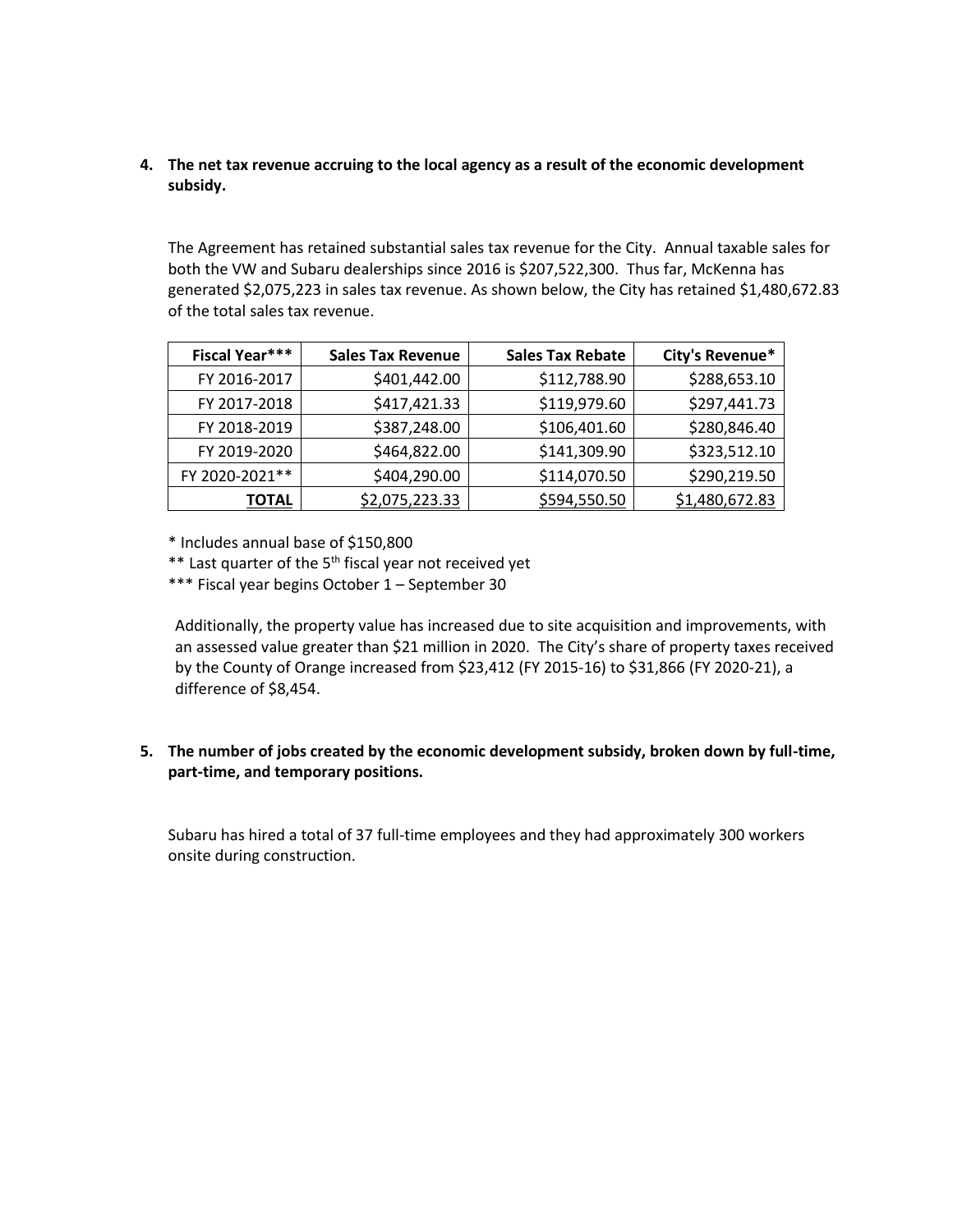**4. The net tax revenue accruing to the local agency as a result of the economic development subsidy.**

The Agreement has retained substantial sales tax revenue for the City. Annual taxable sales for both the VW and Subaru dealerships since 2016 is $207,522,300. Thus far, McKenna has generated $2,075,223 in sales tax revenue. As shown below, the City has retained $1,480,672.83 of the total sales tax revenue.

| Fiscal Year*** | Sales Tax Revenue | Sales Tax Rebate | City's Revenue* |
|---|---|---|---|
| FY 2016-2017 | $401,442.00 | $112,788.90 | $288,653.10 |
| FY 2017-2018 | $417,421.33 | $119,979.60 | $297,441.73 |
| FY 2018-2019 | $387,248.00 | $106,401.60 | $280,846.40 |
| FY 2019-2020 | $464,822.00 | $141,309.90 | $323,512.10 |
| FY 2020-2021** | $404,290.00 | $114,070.50 | $290,219.50 |
| **TOTAL** | $2,075,223.33 | $594,550.50 | $1,480,672.83 |

* Includes annual base of $150,800

** Last quarter of the 5th fiscal year not received yet

*** Fiscal year begins October 1 – September 30

Additionally, the property value has increased due to site acquisition and improvements, with an assessed value greater than $21 million in 2020. The City's share of property taxes received by the County of Orange increased from $23,412 (FY 2015-16) to $31,866 (FY 2020-21), a difference of $8,454.

**5. The number of jobs created by the economic development subsidy, broken down by full-time, part-time, and temporary positions.**

Subaru has hired a total of 37 full-time employees and they had approximately 300 workers onsite during construction.